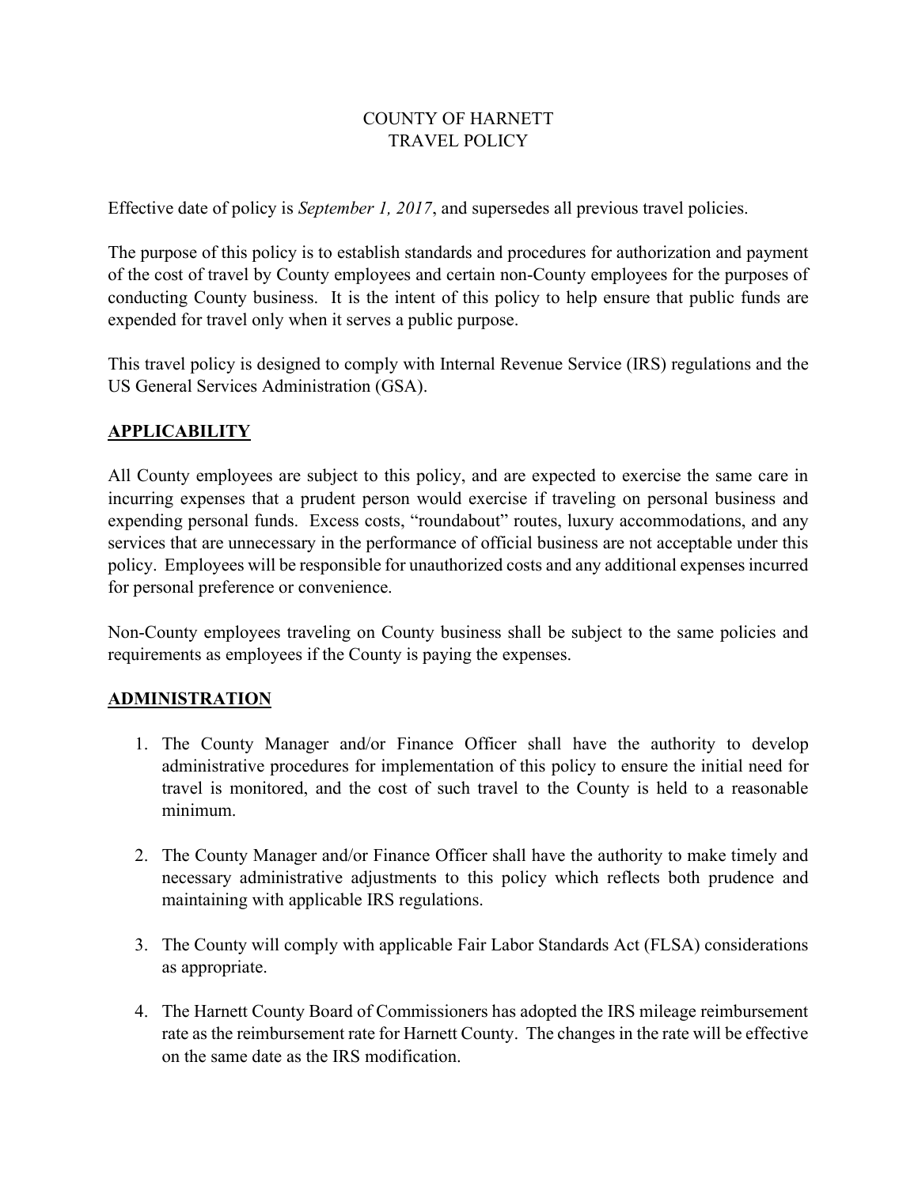# COUNTY OF HARNETT
# TRAVEL POLICY

Effective date of policy is *September 1, 2017*, and supersedes all previous travel policies.

The purpose of this policy is to establish standards and procedures for authorization and payment of the cost of travel by County employees and certain non-County employees for the purposes of conducting County business. It is the intent of this policy to help ensure that public funds are expended for travel only when it serves a public purpose.

This travel policy is designed to comply with Internal Revenue Service (IRS) regulations and the US General Services Administration (GSA).

## APPLICABILITY

All County employees are subject to this policy, and are expected to exercise the same care in incurring expenses that a prudent person would exercise if traveling on personal business and expending personal funds. Excess costs, "roundabout" routes, luxury accommodations, and any services that are unnecessary in the performance of official business are not acceptable under this policy. Employees will be responsible for unauthorized costs and any additional expenses incurred for personal preference or convenience.

Non-County employees traveling on County business shall be subject to the same policies and requirements as employees if the County is paying the expenses.

## ADMINISTRATION

1. The County Manager and/or Finance Officer shall have the authority to develop administrative procedures for implementation of this policy to ensure the initial need for travel is monitored, and the cost of such travel to the County is held to a reasonable minimum.

2. The County Manager and/or Finance Officer shall have the authority to make timely and necessary administrative adjustments to this policy which reflects both prudence and maintaining with applicable IRS regulations.

3. The County will comply with applicable Fair Labor Standards Act (FLSA) considerations as appropriate.

4. The Harnett County Board of Commissioners has adopted the IRS mileage reimbursement rate as the reimbursement rate for Harnett County. The changes in the rate will be effective on the same date as the IRS modification.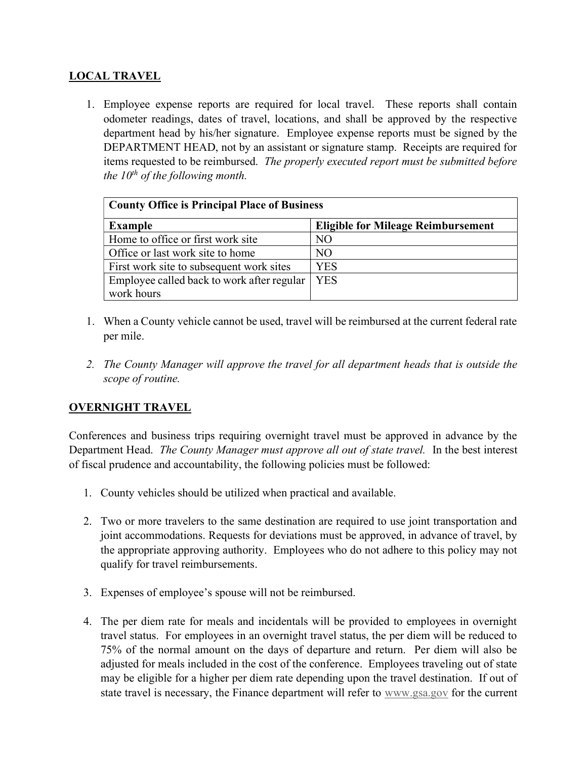## LOCAL TRAVEL

1. Employee expense reports are required for local travel. These reports shall contain odometer readings, dates of travel, locations, and shall be approved by the respective department head by his/her signature. Employee expense reports must be signed by the DEPARTMENT HEAD, not by an assistant or signature stamp. Receipts are required for items requested to be reimbursed. *The properly executed report must be submitted before the 10th of the following month.*

| County Office is Principal Place of Business | |
|---|---|
| **Example** | **Eligible for Mileage Reimbursement** |
| Home to office or first work site | NO |
| Office or last work site to home | NO |
| First work site to subsequent work sites | YES |
| Employee called back to work after regular work hours | YES |

1. When a County vehicle cannot be used, travel will be reimbursed at the current federal rate per mile.

2. *The County Manager will approve the travel for all department heads that is outside the scope of routine.*

## OVERNIGHT TRAVEL

Conferences and business trips requiring overnight travel must be approved in advance by the Department Head. *The County Manager must approve all out of state travel.* In the best interest of fiscal prudence and accountability, the following policies must be followed:

1. County vehicles should be utilized when practical and available.

2. Two or more travelers to the same destination are required to use joint transportation and joint accommodations. Requests for deviations must be approved, in advance of travel, by the appropriate approving authority. Employees who do not adhere to this policy may not qualify for travel reimbursements.

3. Expenses of employee's spouse will not be reimbursed.

4. The per diem rate for meals and incidentals will be provided to employees in overnight travel status. For employees in an overnight travel status, the per diem will be reduced to 75% of the normal amount on the days of departure and return. Per diem will also be adjusted for meals included in the cost of the conference. Employees traveling out of state may be eligible for a higher per diem rate depending upon the travel destination. If out of state travel is necessary, the Finance department will refer to www.gsa.gov for the current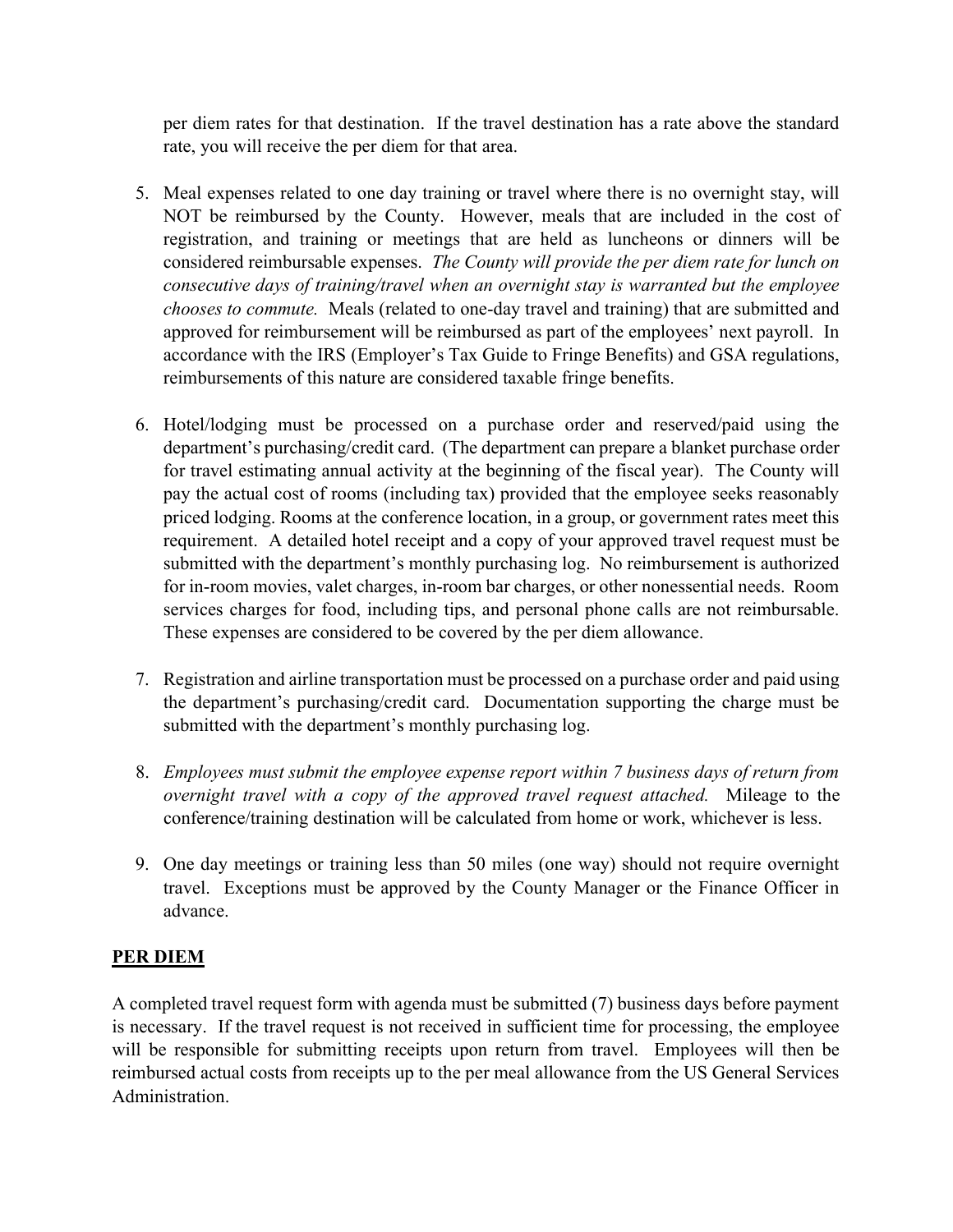per diem rates for that destination. If the travel destination has a rate above the standard rate, you will receive the per diem for that area.

5. Meal expenses related to one day training or travel where there is no overnight stay, will NOT be reimbursed by the County. However, meals that are included in the cost of registration, and training or meetings that are held as luncheons or dinners will be considered reimbursable expenses. *The County will provide the per diem rate for lunch on consecutive days of training/travel when an overnight stay is warranted but the employee chooses to commute.* Meals (related to one-day travel and training) that are submitted and approved for reimbursement will be reimbursed as part of the employees' next payroll. In accordance with the IRS (Employer's Tax Guide to Fringe Benefits) and GSA regulations, reimbursements of this nature are considered taxable fringe benefits.

6. Hotel/lodging must be processed on a purchase order and reserved/paid using the department's purchasing/credit card. (The department can prepare a blanket purchase order for travel estimating annual activity at the beginning of the fiscal year). The County will pay the actual cost of rooms (including tax) provided that the employee seeks reasonably priced lodging. Rooms at the conference location, in a group, or government rates meet this requirement. A detailed hotel receipt and a copy of your approved travel request must be submitted with the department's monthly purchasing log. No reimbursement is authorized for in-room movies, valet charges, in-room bar charges, or other nonessential needs. Room services charges for food, including tips, and personal phone calls are not reimbursable. These expenses are considered to be covered by the per diem allowance.

7. Registration and airline transportation must be processed on a purchase order and paid using the department's purchasing/credit card. Documentation supporting the charge must be submitted with the department's monthly purchasing log.

8. *Employees must submit the employee expense report within 7 business days of return from overnight travel with a copy of the approved travel request attached.* Mileage to the conference/training destination will be calculated from home or work, whichever is less.

9. One day meetings or training less than 50 miles (one way) should not require overnight travel. Exceptions must be approved by the County Manager or the Finance Officer in advance.

## PER DIEM

A completed travel request form with agenda must be submitted (7) business days before payment is necessary. If the travel request is not received in sufficient time for processing, the employee will be responsible for submitting receipts upon return from travel. Employees will then be reimbursed actual costs from receipts up to the per meal allowance from the US General Services Administration.